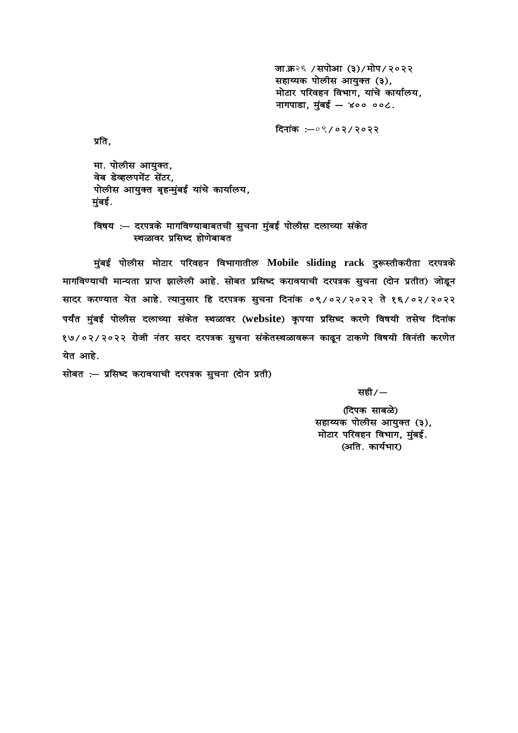जा.क्र२६ /सपोआ (३)/मोप/२०२२
सहाय्यक पोलीस आयुक्त (३),
मोटार परिवहन विभाग, यांचे कार्यालय,
नागपाडा, मुंबई — ४०० ००८.

दिनांक :—०९/०२/२०२२

प्रति,

मा. पोलीस आयुक्त,
वेब डेव्हलपमेंट सेंटर,
पोलीस आयुक्त बृहन्मुंबई यांचे कार्यालय,
मुंबई.

विषय :— दरपत्रके मागविण्याबाबतची सुचना मुंबई पोलीस दलाच्या संकेत स्थळावर प्रसिध्द होणेबाबत

मुंबई पोलीस मोटार परिवहन विभागातील **Mobile sliding rack** दुरूस्तीकरीता दरपत्रके मागविण्याची मान्यता प्राप्त झालेली आहे. सोबत प्रसिध्द करावयाची दरपत्रक सुचना (दोन प्रतीत) जोडून सादर करण्यात येत आहे. त्यानुसार हि दरपत्रक सुचना दिनांक ०९/०२/२०२२ ते १६/०२/२०२२ पर्यंत मुंबई पोलीस दलाच्या संकेत स्थळावर (**website**) कृपया प्रसिध्द करणे विषयी तसेच दिनांक १७/०२/२०२२ रोजी नंतर सदर दरपत्रक सुचना संकेतस्थळावरून काढून टाकणे विषयी विनंती करणेत येत आहे.

सोबत :— प्रसिध्द करावयाची दरपत्रक सुचना (दोन प्रती)

सही/—

(दिपक साबळे)
सहाय्यक पोलीस आयुक्त (३),
मोटार परिवहन विभाग, मुंबई.
(अति. कार्यभार)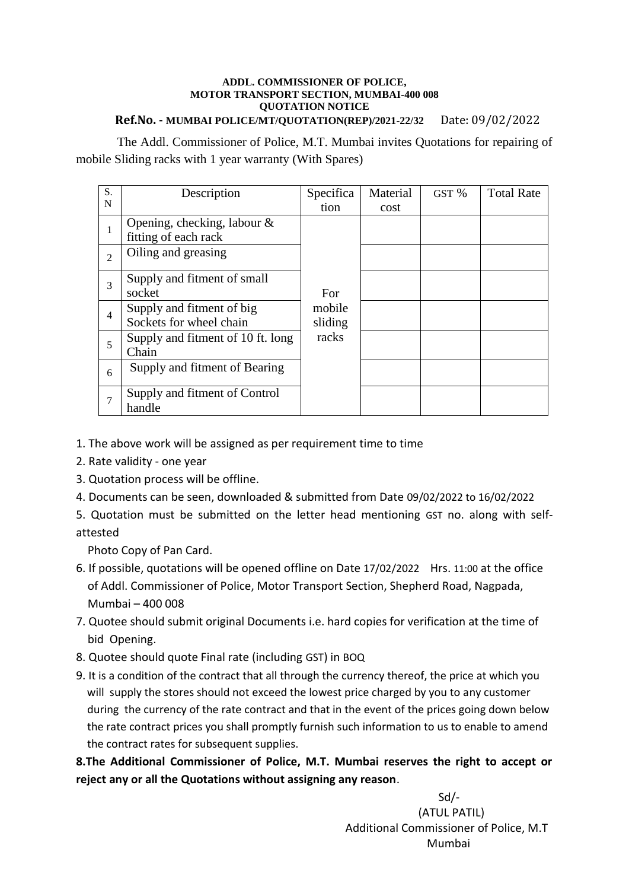**ADDL. COMMISSIONER OF POLICE,**
**MOTOR TRANSPORT SECTION, MUMBAI-400 008**
**QUOTATION NOTICE**

**Ref.No. - MUMBAI POLICE/MT/QUOTATION(REP)/2021-22/32** Date: 09/02/2022

The Addl. Commissioner of Police, M.T. Mumbai invites Quotations for repairing of mobile Sliding racks with 1 year warranty (With Spares)

| S. N | Description | Specification | Material cost | GST % | Total Rate |
|---|---|---|---|---|---|
| 1 | Opening, checking, labour & fitting of each rack | For mobile sliding racks | | | |
| 2 | Oiling and greasing | | | | |
| 3 | Supply and fitment of small socket | | | | |
| 4 | Supply and fitment of big Sockets for wheel chain | | | | |
| 5 | Supply and fitment of 10 ft. long Chain | | | | |
| 6 | Supply and fitment of Bearing | | | | |
| 7 | Supply and fitment of Control handle | | | | |

1. The above work will be assigned as per requirement time to time
2. Rate validity - one year
3. Quotation process will be offline.
4. Documents can be seen, downloaded & submitted from Date 09/02/2022 to 16/02/2022
5. Quotation must be submitted on the letter head mentioning GST no. along with self-attested Photo Copy of Pan Card.
6. If possible, quotations will be opened offline on Date 17/02/2022 Hrs. 11:00 at the office of Addl. Commissioner of Police, Motor Transport Section, Shepherd Road, Nagpada, Mumbai – 400 008
7. Quotee should submit original Documents i.e. hard copies for verification at the time of bid Opening.
8. Quotee should quote Final rate (including GST) in BOQ
9. It is a condition of the contract that all through the currency thereof, the price at which you will supply the stores should not exceed the lowest price charged by you to any customer during the currency of the rate contract and that in the event of the prices going down below the rate contract prices you shall promptly furnish such information to us to enable to amend the contract rates for subsequent supplies.

**8.The Additional Commissioner of Police, M.T. Mumbai reserves the right to accept or reject any or all the Quotations without assigning any reason**.

Sd/-
(ATUL PATIL)
Additional Commissioner of Police, M.T
Mumbai